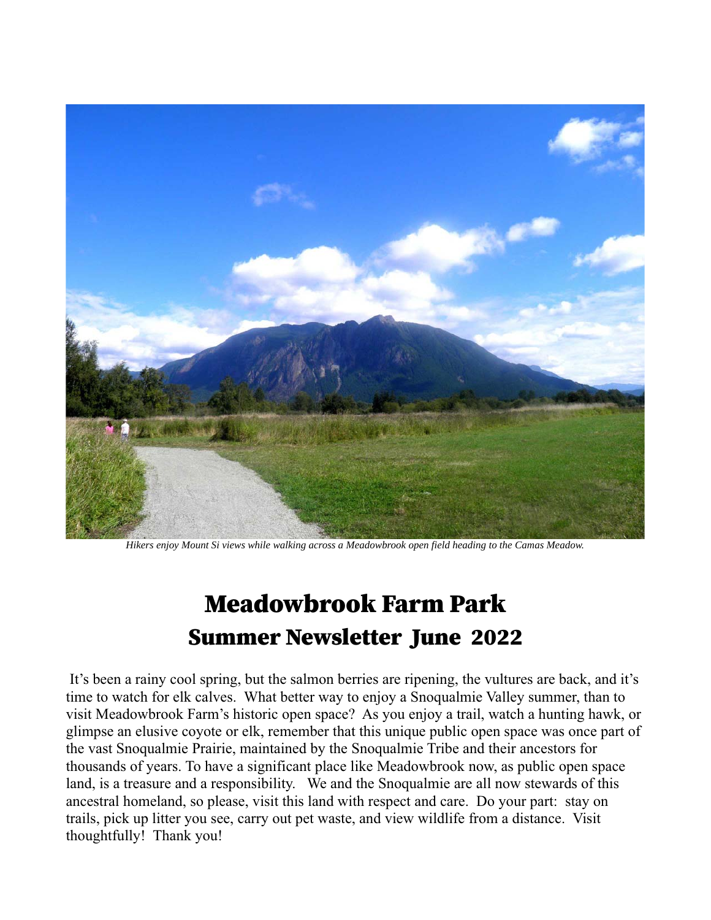*Hikers enjoy Mount Si views while walking across a Meadowbrook open field heading to the Camas Meadow.*

# Meadowbrook Farm Park

## Summer Newsletter June 2022

It's been a rainy cool spring, but the salmon berries are ripening, the vultures are back, and it's time to watch for elk calves. What better way to enjoy a Snoqualmie Valley summer, than to visit Meadowbrook Farm's historic open space? As you enjoy a trail, watch a hunting hawk, or glimpse an elusive coyote or elk, remember that this unique public open space was once part of the vast Snoqualmie Prairie, maintained by the Snoqualmie Tribe and their ancestors for thousands of years. To have a significant place like Meadowbrook now, as public open space land, is a treasure and a responsibility. We and the Snoqualmie are all now stewards of this ancestral homeland, so please, visit this land with respect and care. Do your part: stay on trails, pick up litter you see, carry out pet waste, and view wildlife from a distance. Visit thoughtfully! Thank you!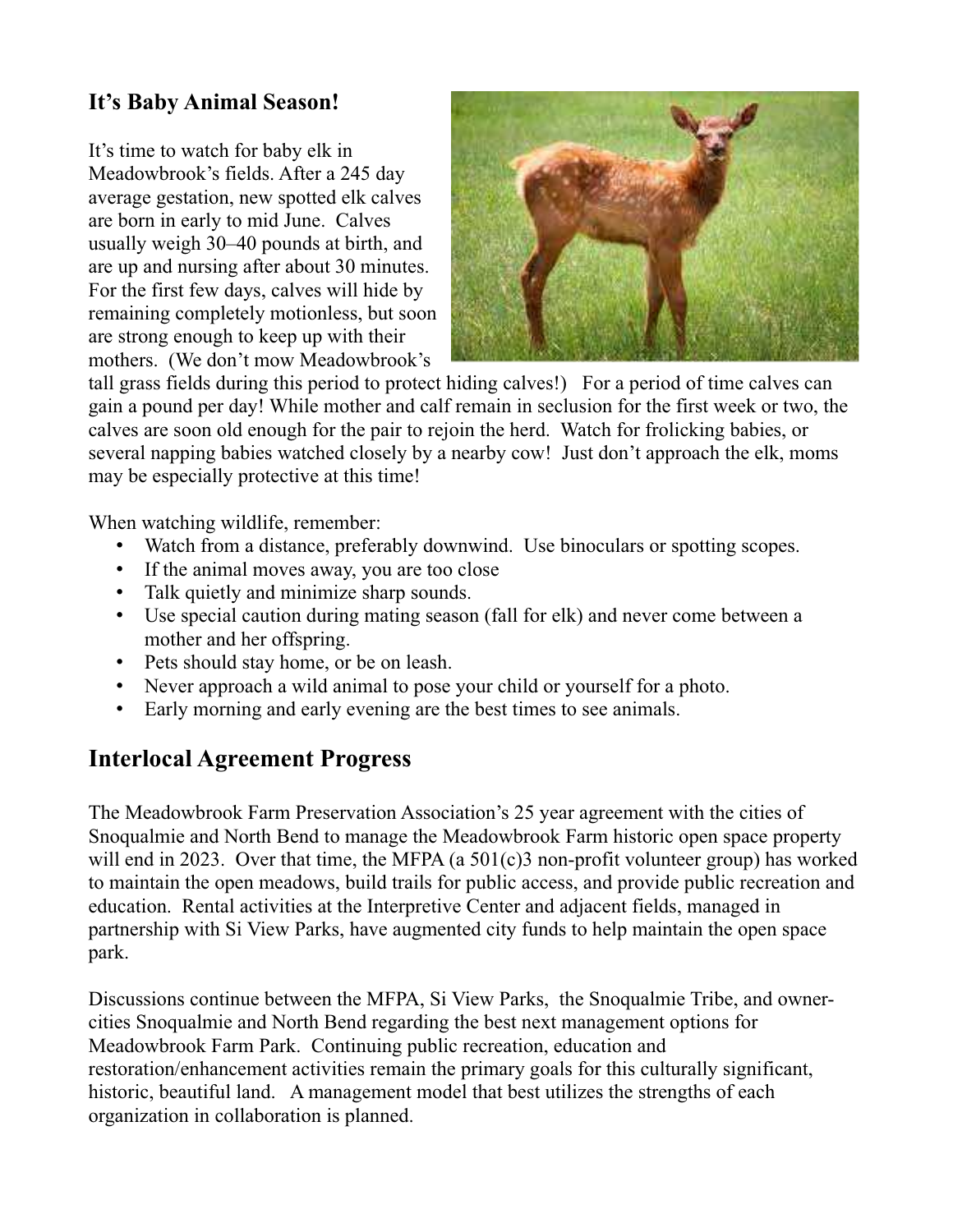## It's Baby Animal Season!

It's time to watch for baby elk in Meadowbrook's fields. After a 245 day average gestation, new spotted elk calves are born in early to mid June. Calves usually weigh 30–40 pounds at birth, and are up and nursing after about 30 minutes. For the first few days, calves will hide by remaining completely motionless, but soon are strong enough to keep up with their mothers. (We don't mow Meadowbrook's tall grass fields during this period to protect hiding calves!) For a period of time calves can gain a pound per day! While mother and calf remain in seclusion for the first week or two, the calves are soon old enough for the pair to rejoin the herd. Watch for frolicking babies, or several napping babies watched closely by a nearby cow! Just don't approach the elk, moms may be especially protective at this time!

When watching wildlife, remember:

- Watch from a distance, preferably downwind. Use binoculars or spotting scopes.
- If the animal moves away, you are too close
- Talk quietly and minimize sharp sounds.
- Use special caution during mating season (fall for elk) and never come between a mother and her offspring.
- Pets should stay home, or be on leash.
- Never approach a wild animal to pose your child or yourself for a photo.
- Early morning and early evening are the best times to see animals.

## Interlocal Agreement Progress

The Meadowbrook Farm Preservation Association's 25 year agreement with the cities of Snoqualmie and North Bend to manage the Meadowbrook Farm historic open space property will end in 2023. Over that time, the MFPA (a 501(c)3 non-profit volunteer group) has worked to maintain the open meadows, build trails for public access, and provide public recreation and education. Rental activities at the Interpretive Center and adjacent fields, managed in partnership with Si View Parks, have augmented city funds to help maintain the open space park.

Discussions continue between the MFPA, Si View Parks, the Snoqualmie Tribe, and owner-cities Snoqualmie and North Bend regarding the best next management options for Meadowbrook Farm Park. Continuing public recreation, education and restoration/enhancement activities remain the primary goals for this culturally significant, historic, beautiful land. A management model that best utilizes the strengths of each organization in collaboration is planned.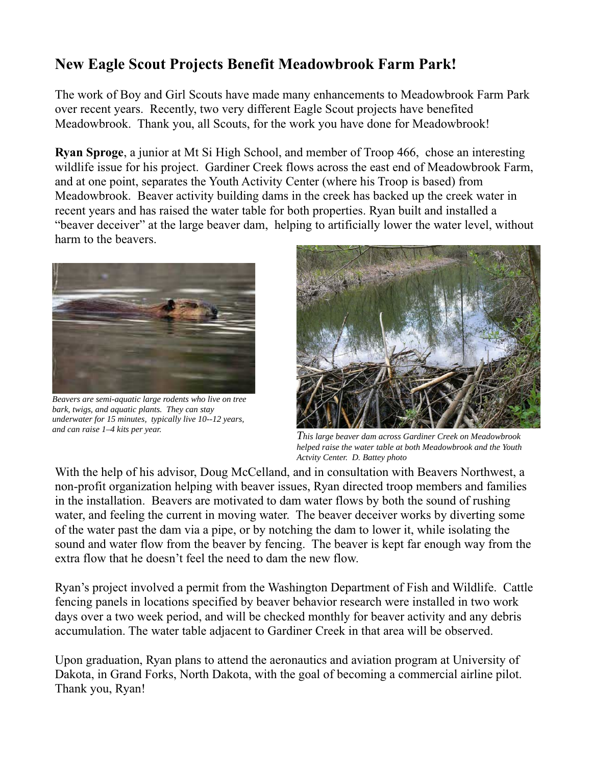## New Eagle Scout Projects Benefit Meadowbrook Farm Park!

The work of Boy and Girl Scouts have made many enhancements to Meadowbrook Farm Park over recent years. Recently, two very different Eagle Scout projects have benefited Meadowbrook. Thank you, all Scouts, for the work you have done for Meadowbrook!

**Ryan Sproge**, a junior at Mt Si High School, and member of Troop 466, chose an interesting wildlife issue for his project. Gardiner Creek flows across the east end of Meadowbrook Farm, and at one point, separates the Youth Activity Center (where his Troop is based) from Meadowbrook. Beaver activity building dams in the creek has backed up the creek water in recent years and has raised the water table for both properties. Ryan built and installed a "beaver deceiver" at the large beaver dam, helping to artificially lower the water level, without harm to the beavers.

*Beavers are semi-aquatic large rodents who live on tree bark, twigs, and aquatic plants. They can stay underwater for 15 minutes, typically live 10--12 years, and can raise 1–4 kits per year.*

*This large beaver dam across Gardiner Creek on Meadowbrook helped raise the water table at both Meadowbrook and the Youth Actvity Center. D. Battey photo*

With the help of his advisor, Doug McCelland, and in consultation with Beavers Northwest, a non-profit organization helping with beaver issues, Ryan directed troop members and families in the installation. Beavers are motivated to dam water flows by both the sound of rushing water, and feeling the current in moving water. The beaver deceiver works by diverting some of the water past the dam via a pipe, or by notching the dam to lower it, while isolating the sound and water flow from the beaver by fencing. The beaver is kept far enough way from the extra flow that he doesn't feel the need to dam the new flow.

Ryan's project involved a permit from the Washington Department of Fish and Wildlife. Cattle fencing panels in locations specified by beaver behavior research were installed in two work days over a two week period, and will be checked monthly for beaver activity and any debris accumulation. The water table adjacent to Gardiner Creek in that area will be observed.

Upon graduation, Ryan plans to attend the aeronautics and aviation program at University of Dakota, in Grand Forks, North Dakota, with the goal of becoming a commercial airline pilot. Thank you, Ryan!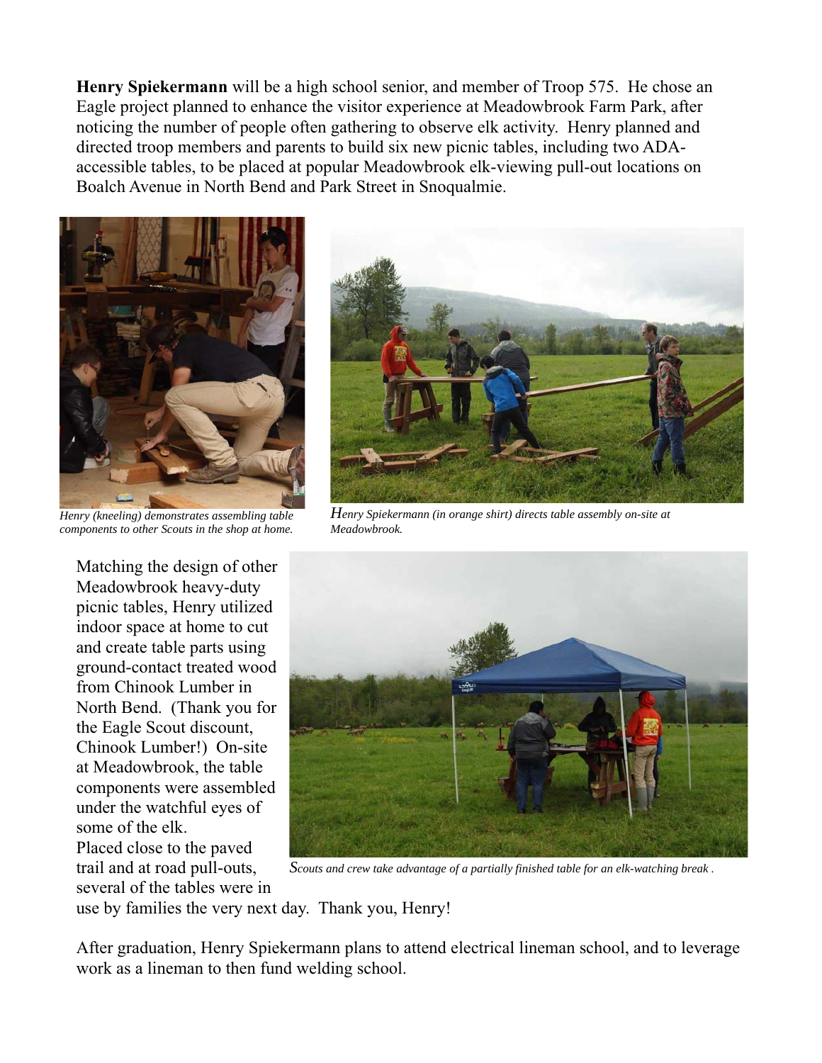**Henry Spiekermann** will be a high school senior, and member of Troop 575. He chose an Eagle project planned to enhance the visitor experience at Meadowbrook Farm Park, after noticing the number of people often gathering to observe elk activity. Henry planned and directed troop members and parents to build six new picnic tables, including two ADA-accessible tables, to be placed at popular Meadowbrook elk-viewing pull-out locations on Boalch Avenue in North Bend and Park Street in Snoqualmie.

*Henry (kneeling) demonstrates assembling table components to other Scouts in the shop at home.*

*Henry Spiekermann (in orange shirt) directs table assembly on-site at Meadowbrook.*

Matching the design of other Meadowbrook heavy-duty picnic tables, Henry utilized indoor space at home to cut and create table parts using ground-contact treated wood from Chinook Lumber in North Bend. (Thank you for the Eagle Scout discount, Chinook Lumber!) On-site at Meadowbrook, the table components were assembled under the watchful eyes of some of the elk. Placed close to the paved trail and at road pull-outs, several of the tables were in use by families the very next day. Thank you, Henry!

*Scouts and crew take advantage of a partially finished table for an elk-watching break .*

After graduation, Henry Spiekermann plans to attend electrical lineman school, and to leverage work as a lineman to then fund welding school.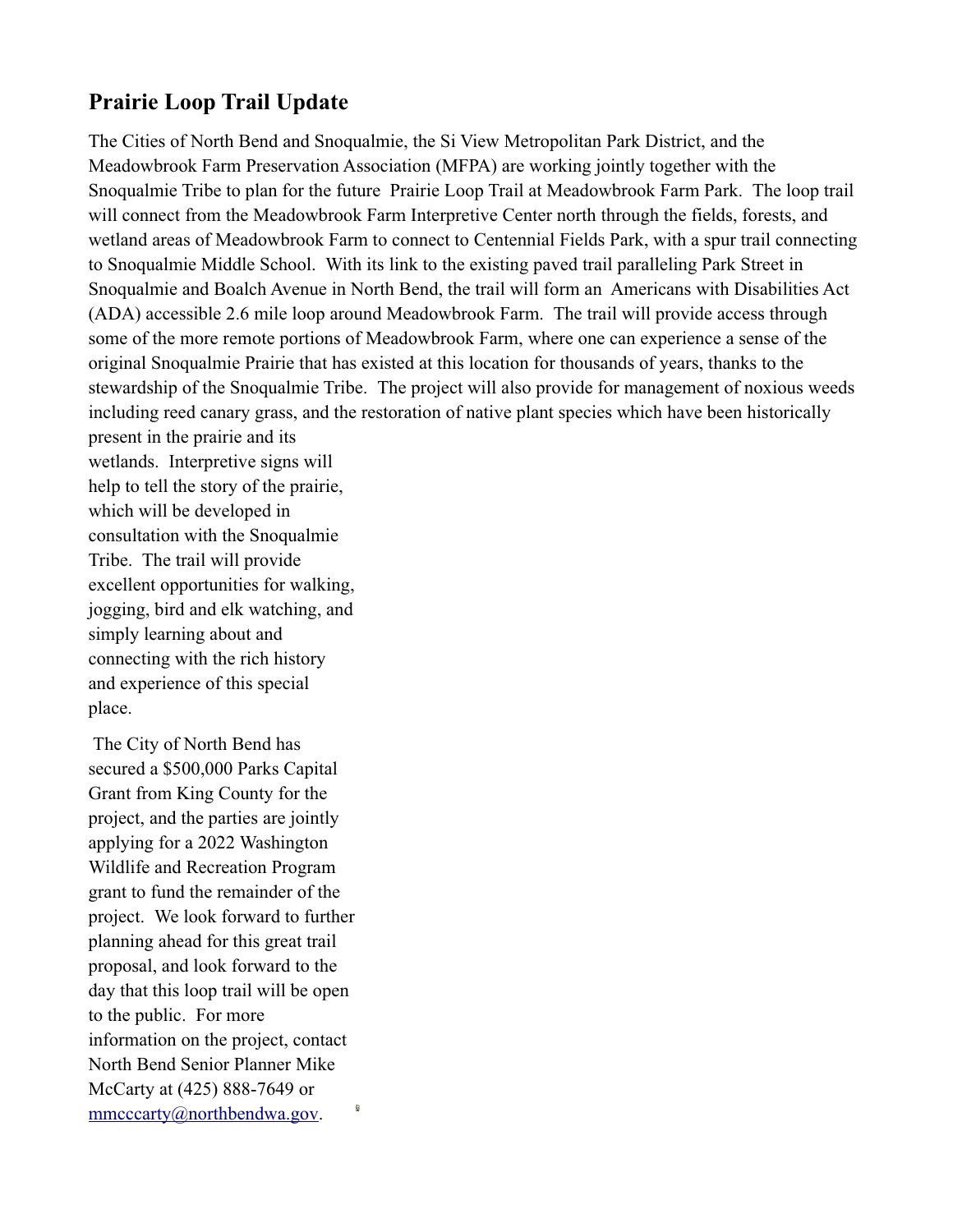## Prairie Loop Trail Update

The Cities of North Bend and Snoqualmie, the Si View Metropolitan Park District, and the Meadowbrook Farm Preservation Association (MFPA) are working jointly together with the Snoqualmie Tribe to plan for the future Prairie Loop Trail at Meadowbrook Farm Park. The loop trail will connect from the Meadowbrook Farm Interpretive Center north through the fields, forests, and wetland areas of Meadowbrook Farm to connect to Centennial Fields Park, with a spur trail connecting to Snoqualmie Middle School. With its link to the existing paved trail paralleling Park Street in Snoqualmie and Boalch Avenue in North Bend, the trail will form an Americans with Disabilities Act (ADA) accessible 2.6 mile loop around Meadowbrook Farm. The trail will provide access through some of the more remote portions of Meadowbrook Farm, where one can experience a sense of the original Snoqualmie Prairie that has existed at this location for thousands of years, thanks to the stewardship of the Snoqualmie Tribe. The project will also provide for management of noxious weeds including reed canary grass, and the restoration of native plant species which have been historically present in the prairie and its wetlands. Interpretive signs will help to tell the story of the prairie, which will be developed in consultation with the Snoqualmie Tribe. The trail will provide excellent opportunities for walking, jogging, bird and elk watching, and simply learning about and connecting with the rich history and experience of this special place.

The City of North Bend has secured a $500,000 Parks Capital Grant from King County for the project, and the parties are jointly applying for a 2022 Washington Wildlife and Recreation Program grant to fund the remainder of the project. We look forward to further planning ahead for this great trail proposal, and look forward to the day that this loop trail will be open to the public. For more information on the project, contact North Bend Senior Planner Mike McCarty at (425) 888-7649 or mmcccarty@northbendwa.gov.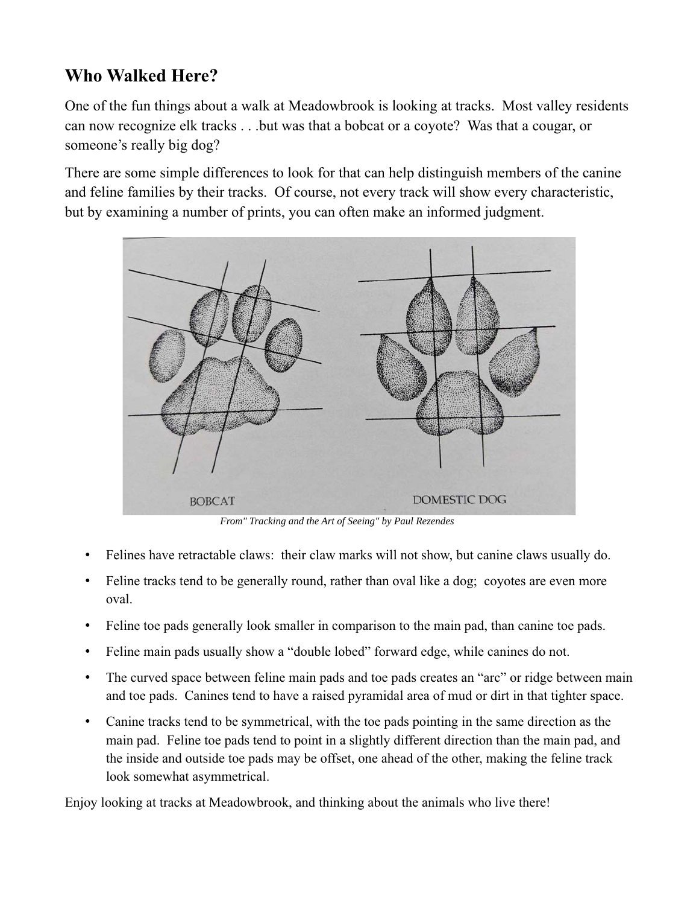## Who Walked Here?

One of the fun things about a walk at Meadowbrook is looking at tracks. Most valley residents can now recognize elk tracks . . .but was that a bobcat or a coyote? Was that a cougar, or someone's really big dog?

There are some simple differences to look for that can help distinguish members of the canine and feline families by their tracks. Of course, not every track will show every characteristic, but by examining a number of prints, you can often make an informed judgment.

BOBCAT DOMESTIC DOG

*From" Tracking and the Art of Seeing" by Paul Rezendes*

- Felines have retractable claws: their claw marks will not show, but canine claws usually do.
- Feline tracks tend to be generally round, rather than oval like a dog; coyotes are even more oval.
- Feline toe pads generally look smaller in comparison to the main pad, than canine toe pads.
- Feline main pads usually show a "double lobed" forward edge, while canines do not.
- The curved space between feline main pads and toe pads creates an "arc" or ridge between main and toe pads. Canines tend to have a raised pyramidal area of mud or dirt in that tighter space.
- Canine tracks tend to be symmetrical, with the toe pads pointing in the same direction as the main pad. Feline toe pads tend to point in a slightly different direction than the main pad, and the inside and outside toe pads may be offset, one ahead of the other, making the feline track look somewhat asymmetrical.

Enjoy looking at tracks at Meadowbrook, and thinking about the animals who live there!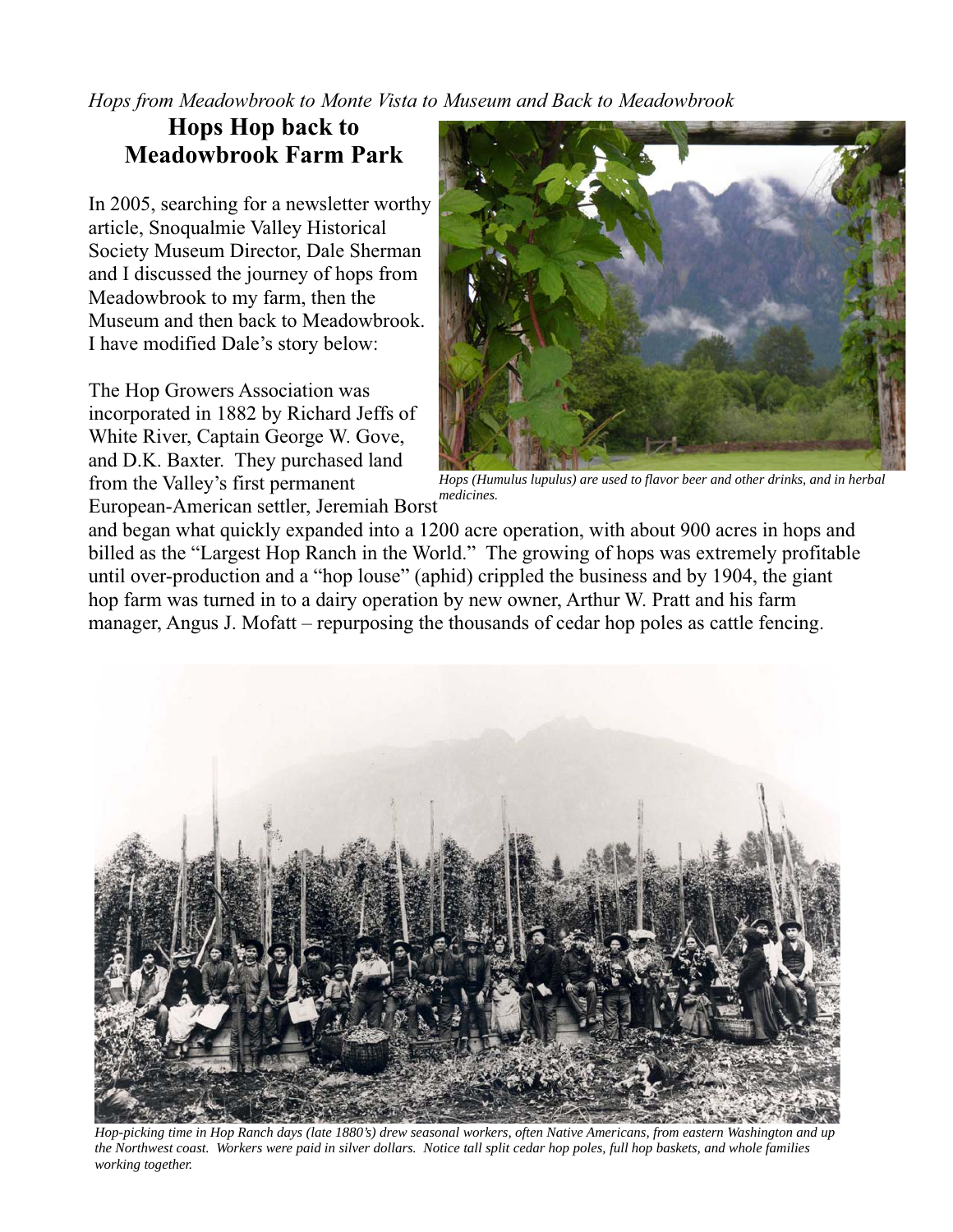*Hops from Meadowbrook to Monte Vista to Museum and Back to Meadowbrook*

# Hops Hop back to Meadowbrook Farm Park

In 2005, searching for a newsletter worthy article, Snoqualmie Valley Historical Society Museum Director, Dale Sherman and I discussed the journey of hops from Meadowbrook to my farm, then the Museum and then back to Meadowbrook. I have modified Dale's story below:

The Hop Growers Association was incorporated in 1882 by Richard Jeffs of White River, Captain George W. Gove, and D.K. Baxter. They purchased land from the Valley's first permanent European-American settler, Jeremiah Borst and began what quickly expanded into a 1200 acre operation, with about 900 acres in hops and billed as the "Largest Hop Ranch in the World." The growing of hops was extremely profitable until over-production and a "hop louse" (aphid) crippled the business and by 1904, the giant hop farm was turned in to a dairy operation by new owner, Arthur W. Pratt and his farm manager, Angus J. Mofatt – repurposing the thousands of cedar hop poles as cattle fencing.

*Hops (Humulus lupulus) are used to flavor beer and other drinks, and in herbal medicines.*

*Hop-picking time in Hop Ranch days (late 1880's) drew seasonal workers, often Native Americans, from eastern Washington and up the Northwest coast. Workers were paid in silver dollars. Notice tall split cedar hop poles, full hop baskets, and whole families working together.*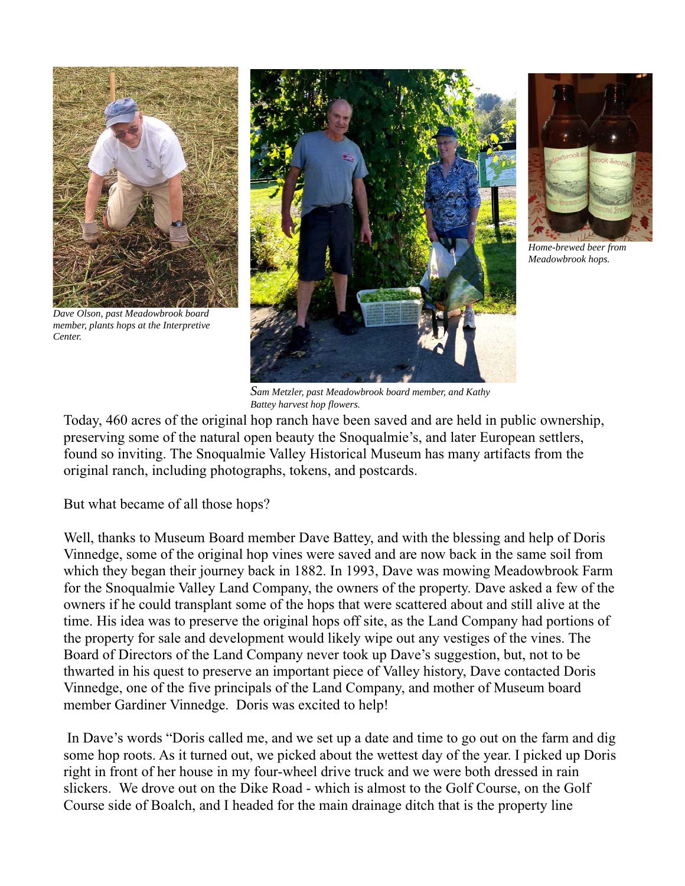*Dave Olson, past Meadowbrook board member, plants hops at the Interpretive Center.*

*Sam Metzler, past Meadowbrook board member, and Kathy Battey harvest hop flowers.*

*Home-brewed beer from Meadowbrook hops.*

Today, 460 acres of the original hop ranch have been saved and are held in public ownership, preserving some of the natural open beauty the Snoqualmie's, and later European settlers, found so inviting. The Snoqualmie Valley Historical Museum has many artifacts from the original ranch, including photographs, tokens, and postcards.

But what became of all those hops?

Well, thanks to Museum Board member Dave Battey, and with the blessing and help of Doris Vinnedge, some of the original hop vines were saved and are now back in the same soil from which they began their journey back in 1882. In 1993, Dave was mowing Meadowbrook Farm for the Snoqualmie Valley Land Company, the owners of the property. Dave asked a few of the owners if he could transplant some of the hops that were scattered about and still alive at the time. His idea was to preserve the original hops off site, as the Land Company had portions of the property for sale and development would likely wipe out any vestiges of the vines. The Board of Directors of the Land Company never took up Dave's suggestion, but, not to be thwarted in his quest to preserve an important piece of Valley history, Dave contacted Doris Vinnedge, one of the five principals of the Land Company, and mother of Museum board member Gardiner Vinnedge. Doris was excited to help!

In Dave's words "Doris called me, and we set up a date and time to go out on the farm and dig some hop roots. As it turned out, we picked about the wettest day of the year. I picked up Doris right in front of her house in my four-wheel drive truck and we were both dressed in rain slickers. We drove out on the Dike Road - which is almost to the Golf Course, on the Golf Course side of Boalch, and I headed for the main drainage ditch that is the property line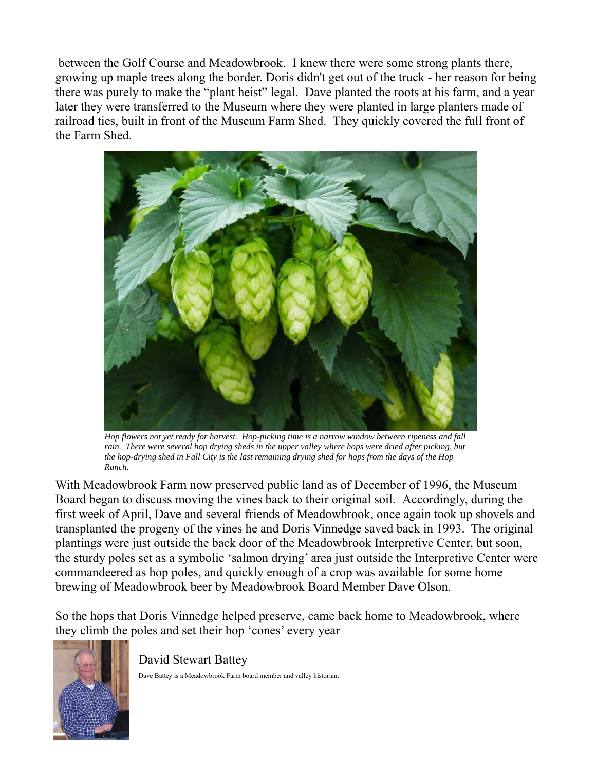between the Golf Course and Meadowbrook. I knew there were some strong plants there, growing up maple trees along the border. Doris didn't get out of the truck - her reason for being there was purely to make the "plant heist" legal. Dave planted the roots at his farm, and a year later they were transferred to the Museum where they were planted in large planters made of railroad ties, built in front of the Museum Farm Shed. They quickly covered the full front of the Farm Shed.

*Hop flowers not yet ready for harvest. Hop-picking time is a narrow window between ripeness and fall rain. There were several hop drying sheds in the upper valley where hops were dried after picking, but the hop-drying shed in Fall City is the last remaining drying shed for hops from the days of the Hop Ranch.*

With Meadowbrook Farm now preserved public land as of December of 1996, the Museum Board began to discuss moving the vines back to their original soil. Accordingly, during the first week of April, Dave and several friends of Meadowbrook, once again took up shovels and transplanted the progeny of the vines he and Doris Vinnedge saved back in 1993. The original plantings were just outside the back door of the Meadowbrook Interpretive Center, but soon, the sturdy poles set as a symbolic 'salmon drying' area just outside the Interpretive Center were commandeered as hop poles, and quickly enough of a crop was available for some home brewing of Meadowbrook beer by Meadowbrook Board Member Dave Olson.

So the hops that Doris Vinnedge helped preserve, came back home to Meadowbrook, where they climb the poles and set their hop 'cones' every year

David Stewart Battey

Dave Battey is a Meadowbrook Farm board member and valley historian.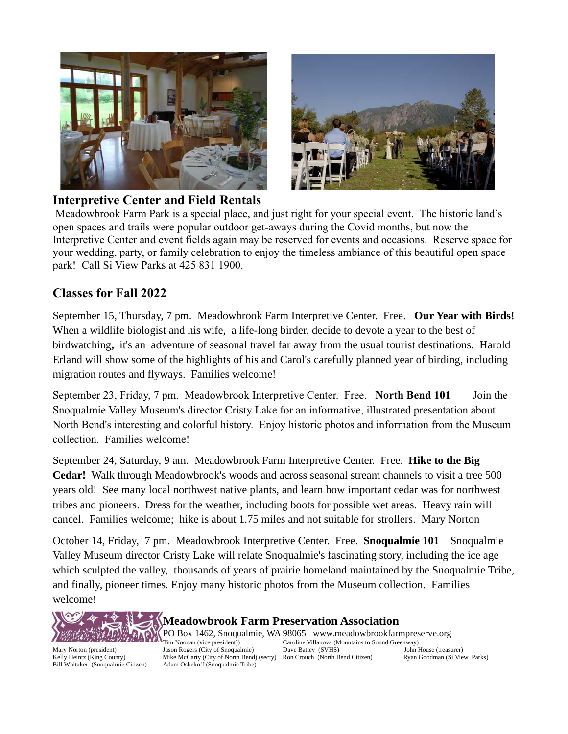## Interpretive Center and Field Rentals

Meadowbrook Farm Park is a special place, and just right for your special event. The historic land's open spaces and trails were popular outdoor get-aways during the Covid months, but now the Interpretive Center and event fields again may be reserved for events and occasions. Reserve space for your wedding, party, or family celebration to enjoy the timeless ambiance of this beautiful open space park! Call Si View Parks at 425 831 1900.

## Classes for Fall 2022

September 15, Thursday, 7 pm. Meadowbrook Farm Interpretive Center. Free. **Our Year with Birds!** When a wildlife biologist and his wife, a life-long birder, decide to devote a year to the best of birdwatching**,** it's an adventure of seasonal travel far away from the usual tourist destinations. Harold Erland will show some of the highlights of his and Carol's carefully planned year of birding, including migration routes and flyways. Families welcome!

September 23, Friday, 7 pm. Meadowbrook Interpretive Center. Free. **North Bend 101** Join the Snoqualmie Valley Museum's director Cristy Lake for an informative, illustrated presentation about North Bend's interesting and colorful history. Enjoy historic photos and information from the Museum collection. Families welcome!

September 24, Saturday, 9 am. Meadowbrook Farm Interpretive Center. Free. **Hike to the Big Cedar!** Walk through Meadowbrook's woods and across seasonal stream channels to visit a tree 500 years old! See many local northwest native plants, and learn how important cedar was for northwest tribes and pioneers. Dress for the weather, including boots for possible wet areas. Heavy rain will cancel. Families welcome; hike is about 1.75 miles and not suitable for strollers. Mary Norton

October 14, Friday, 7 pm. Meadowbrook Interpretive Center. Free. **Snoqualmie 101** Snoqualmie Valley Museum director Cristy Lake will relate Snoqualmie's fascinating story, including the ice age which sculpted the valley, thousands of years of prairie homeland maintained by the Snoqualmie Tribe, and finally, pioneer times. Enjoy many historic photos from the Museum collection. Families welcome!

**Meadowbrook Farm Preservation Association**

PO Box 1462, Snoqualmie, WA 98065 www.meadowbrookfarmpreserve.org

Mary Norton (president)
Tim Noonan (vice president))
Caroline Villanova (Mountains to Sound Greenway)
John House (treasurer)
Kelly Heintz (King County)
Jason Rogers (City of Snoqualmie)
Dave Battey (SVHS)
Ryan Goodman (Si View Parks)
Bill Whitaker (Snoqualmie Citizen)
Mike McCarty (City of North Bend) (secty)
Ron Crouch (North Bend Citizen)
Adam Osbekoff (Snoqualmie Tribe)